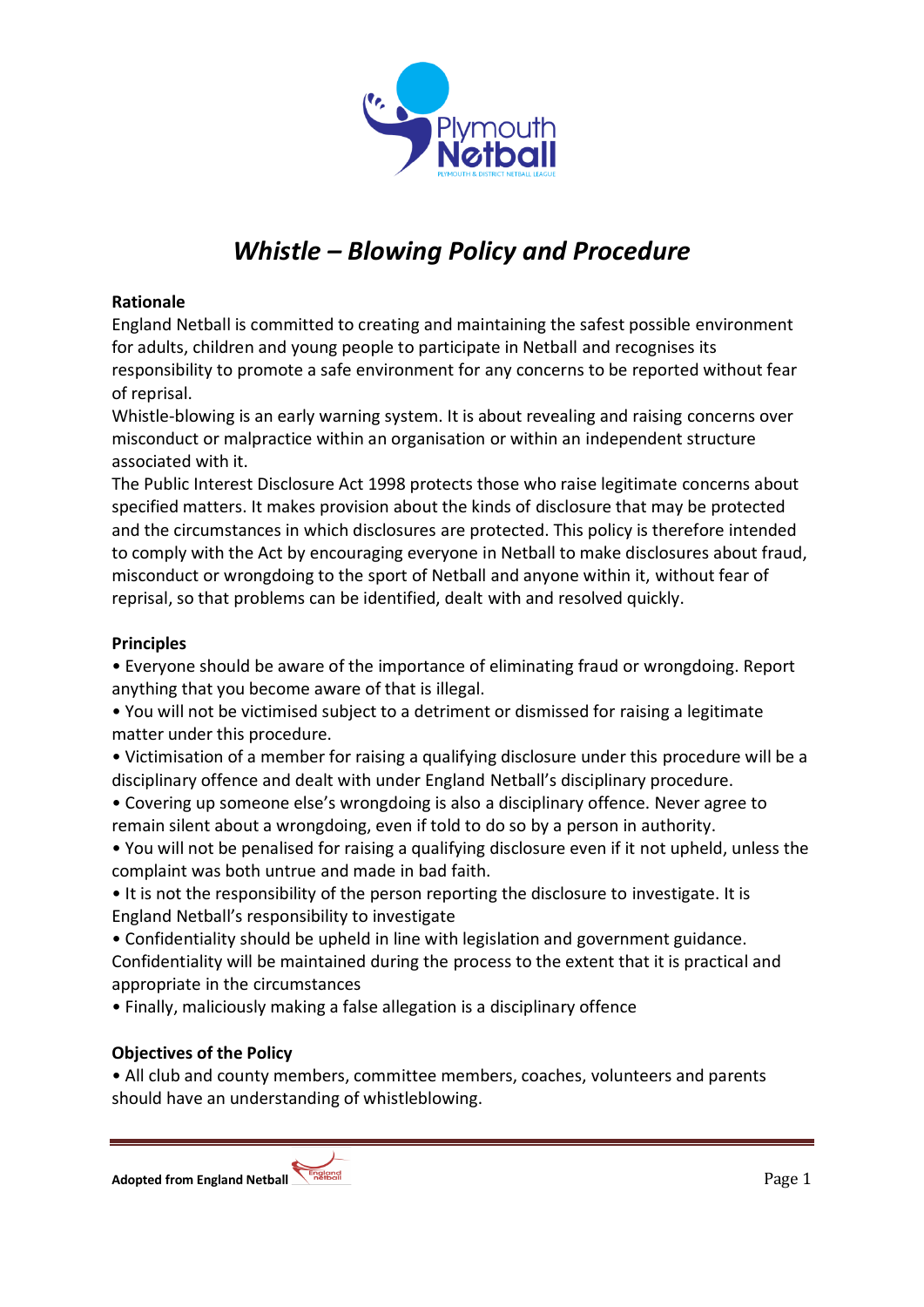# *Whistle – Blowing Policy and Procedure*

**Rationale**

England Netball is committed to creating and maintaining the safest possible environment for adults, children and young people to participate in Netball and recognises its responsibility to promote a safe environment for any concerns to be reported without fear of reprisal.

Whistle-blowing is an early warning system. It is about revealing and raising concerns over misconduct or malpractice within an organisation or within an independent structure associated with it.

The Public Interest Disclosure Act 1998 protects those who raise legitimate concerns about specified matters. It makes provision about the kinds of disclosure that may be protected and the circumstances in which disclosures are protected. This policy is therefore intended to comply with the Act by encouraging everyone in Netball to make disclosures about fraud, misconduct or wrongdoing to the sport of Netball and anyone within it, without fear of reprisal, so that problems can be identified, dealt with and resolved quickly.

**Principles**

- Everyone should be aware of the importance of eliminating fraud or wrongdoing. Report anything that you become aware of that is illegal.
- You will not be victimised subject to a detriment or dismissed for raising a legitimate matter under this procedure.
- Victimisation of a member for raising a qualifying disclosure under this procedure will be a disciplinary offence and dealt with under England Netball's disciplinary procedure.
- Covering up someone else's wrongdoing is also a disciplinary offence. Never agree to remain silent about a wrongdoing, even if told to do so by a person in authority.
- You will not be penalised for raising a qualifying disclosure even if it not upheld, unless the complaint was both untrue and made in bad faith.
- It is not the responsibility of the person reporting the disclosure to investigate. It is England Netball's responsibility to investigate
- Confidentiality should be upheld in line with legislation and government guidance. Confidentiality will be maintained during the process to the extent that it is practical and appropriate in the circumstances
- Finally, maliciously making a false allegation is a disciplinary offence

**Objectives of the Policy**

- All club and county members, committee members, coaches, volunteers and parents should have an understanding of whistleblowing.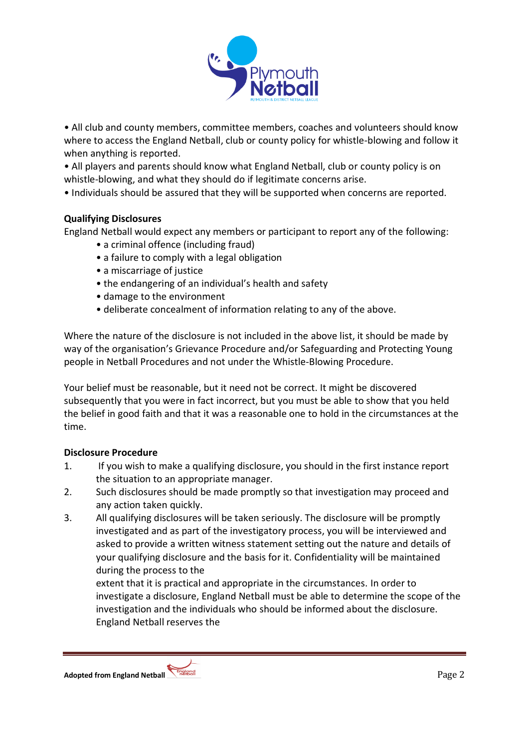- All club and county members, committee members, coaches and volunteers should know where to access the England Netball, club or county policy for whistle-blowing and follow it when anything is reported.
- All players and parents should know what England Netball, club or county policy is on whistle-blowing, and what they should do if legitimate concerns arise.
- Individuals should be assured that they will be supported when concerns are reported.

**Qualifying Disclosures**

England Netball would expect any members or participant to report any of the following:

- a criminal offence (including fraud)
- a failure to comply with a legal obligation
- a miscarriage of justice
- the endangering of an individual's health and safety
- damage to the environment
- deliberate concealment of information relating to any of the above.

Where the nature of the disclosure is not included in the above list, it should be made by way of the organisation's Grievance Procedure and/or Safeguarding and Protecting Young people in Netball Procedures and not under the Whistle-Blowing Procedure.

Your belief must be reasonable, but it need not be correct. It might be discovered subsequently that you were in fact incorrect, but you must be able to show that you held the belief in good faith and that it was a reasonable one to hold in the circumstances at the time.

**Disclosure Procedure**

1. If you wish to make a qualifying disclosure, you should in the first instance report the situation to an appropriate manager.
2. Such disclosures should be made promptly so that investigation may proceed and any action taken quickly.
3. All qualifying disclosures will be taken seriously. The disclosure will be promptly investigated and as part of the investigatory process, you will be interviewed and asked to provide a written witness statement setting out the nature and details of your qualifying disclosure and the basis for it. Confidentiality will be maintained during the process to the extent that it is practical and appropriate in the circumstances. In order to investigate a disclosure, England Netball must be able to determine the scope of the investigation and the individuals who should be informed about the disclosure. England Netball reserves the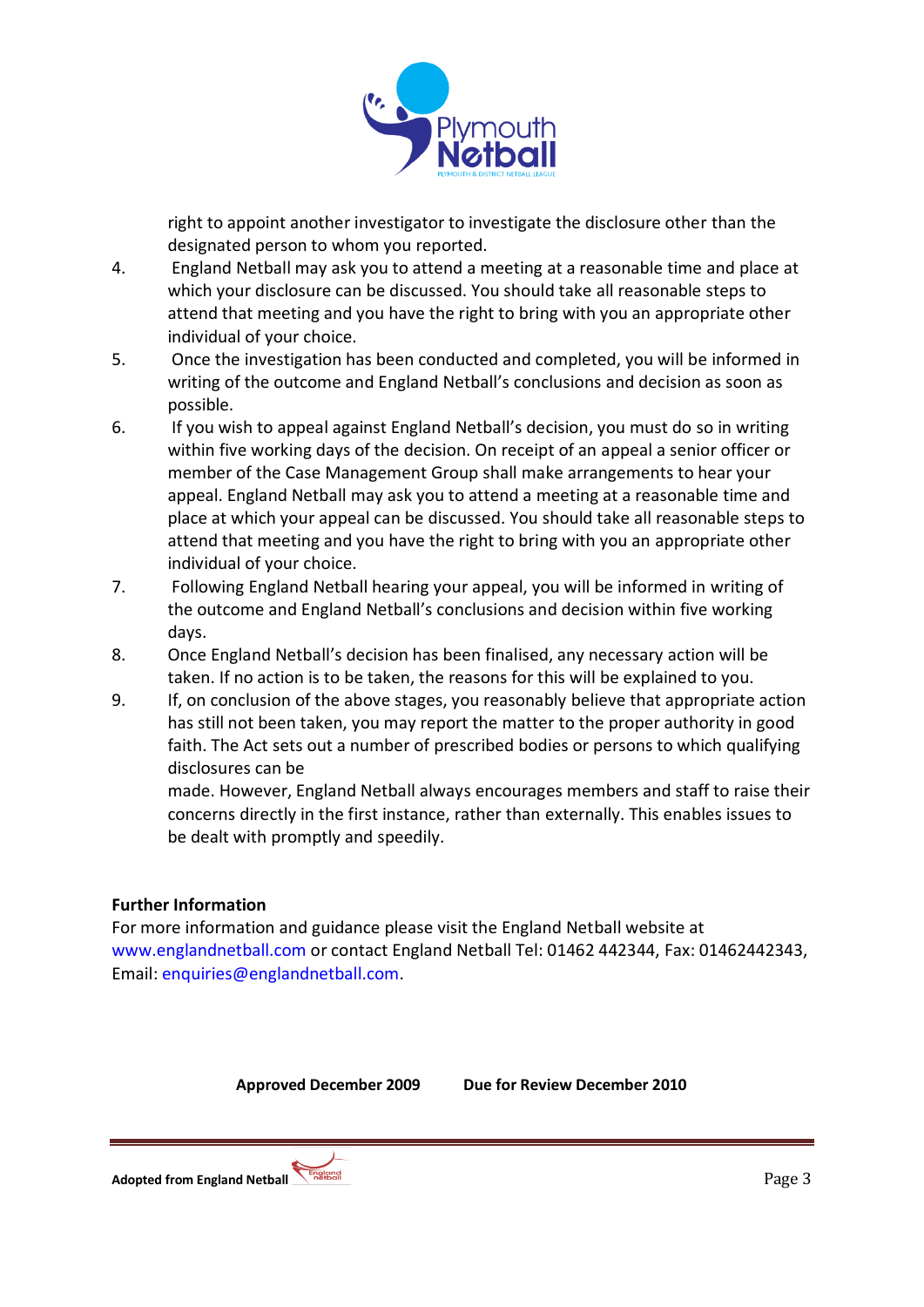right to appoint another investigator to investigate the disclosure other than the designated person to whom you reported.

4. England Netball may ask you to attend a meeting at a reasonable time and place at which your disclosure can be discussed. You should take all reasonable steps to attend that meeting and you have the right to bring with you an appropriate other individual of your choice.
5. Once the investigation has been conducted and completed, you will be informed in writing of the outcome and England Netball's conclusions and decision as soon as possible.
6. If you wish to appeal against England Netball's decision, you must do so in writing within five working days of the decision. On receipt of an appeal a senior officer or member of the Case Management Group shall make arrangements to hear your appeal. England Netball may ask you to attend a meeting at a reasonable time and place at which your appeal can be discussed. You should take all reasonable steps to attend that meeting and you have the right to bring with you an appropriate other individual of your choice.
7. Following England Netball hearing your appeal, you will be informed in writing of the outcome and England Netball's conclusions and decision within five working days.
8. Once England Netball's decision has been finalised, any necessary action will be taken. If no action is to be taken, the reasons for this will be explained to you.
9. If, on conclusion of the above stages, you reasonably believe that appropriate action has still not been taken, you may report the matter to the proper authority in good faith. The Act sets out a number of prescribed bodies or persons to which qualifying disclosures can be

   made. However, England Netball always encourages members and staff to raise their concerns directly in the first instance, rather than externally. This enables issues to be dealt with promptly and speedily.

**Further Information**

For more information and guidance please visit the England Netball website at www.englandnetball.com or contact England Netball Tel: 01462 442344, Fax: 01462442343, Email: enquiries@englandnetball.com.

**Approved December 2009** **Due for Review December 2010**

**Adopted from England Netball**